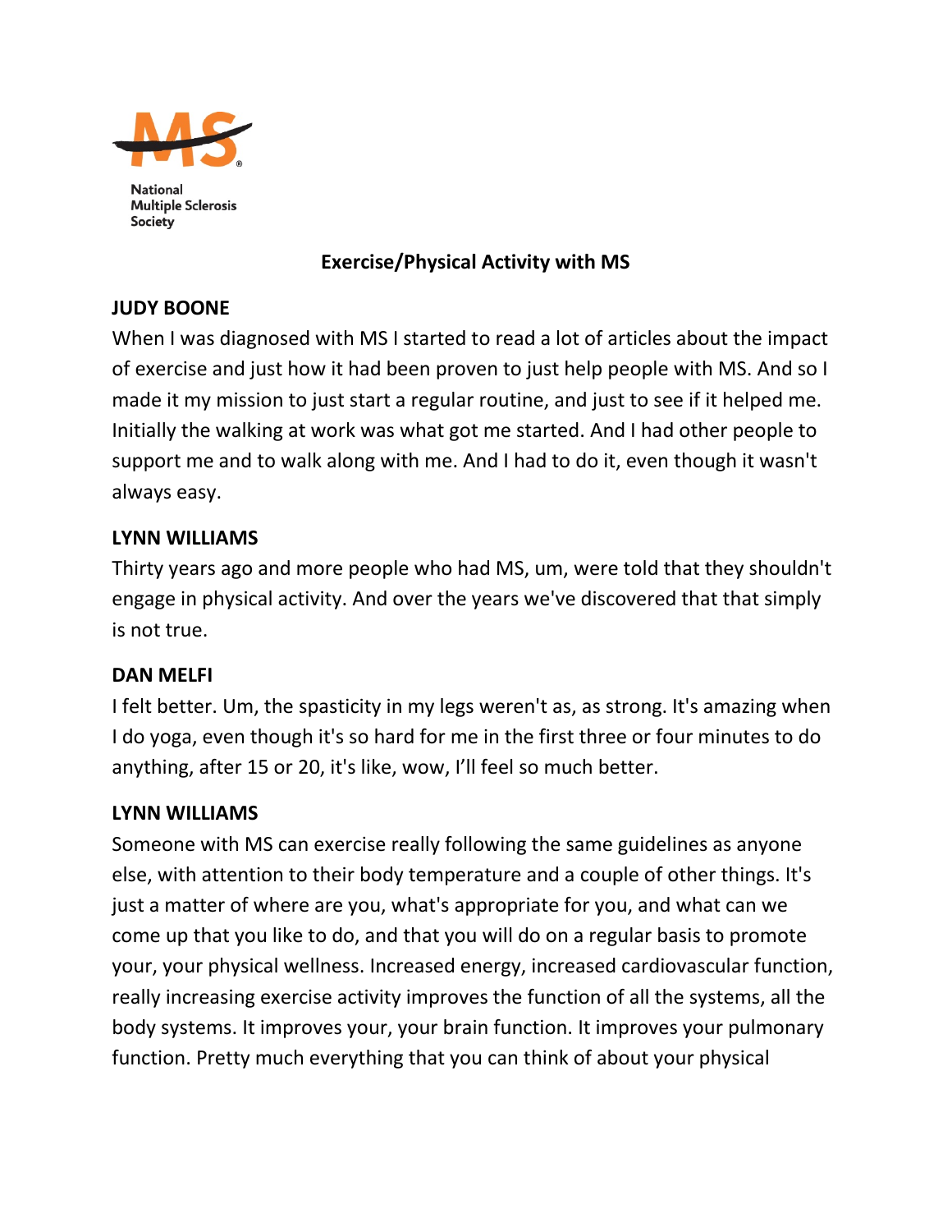National Multiple Sclerosis Society

# Exercise/Physical Activity with MS

**JUDY BOONE**

When I was diagnosed with MS I started to read a lot of articles about the impact of exercise and just how it had been proven to just help people with MS. And so I made it my mission to just start a regular routine, and just to see if it helped me. Initially the walking at work was what got me started. And I had other people to support me and to walk along with me. And I had to do it, even though it wasn't always easy.

**LYNN WILLIAMS**

Thirty years ago and more people who had MS, um, were told that they shouldn't engage in physical activity. And over the years we've discovered that that simply is not true.

**DAN MELFI**

I felt better. Um, the spasticity in my legs weren't as, as strong. It's amazing when I do yoga, even though it's so hard for me in the first three or four minutes to do anything, after 15 or 20, it's like, wow, I'll feel so much better.

**LYNN WILLIAMS**

Someone with MS can exercise really following the same guidelines as anyone else, with attention to their body temperature and a couple of other things. It's just a matter of where are you, what's appropriate for you, and what can we come up that you like to do, and that you will do on a regular basis to promote your, your physical wellness. Increased energy, increased cardiovascular function, really increasing exercise activity improves the function of all the systems, all the body systems. It improves your, your brain function. It improves your pulmonary function. Pretty much everything that you can think of about your physical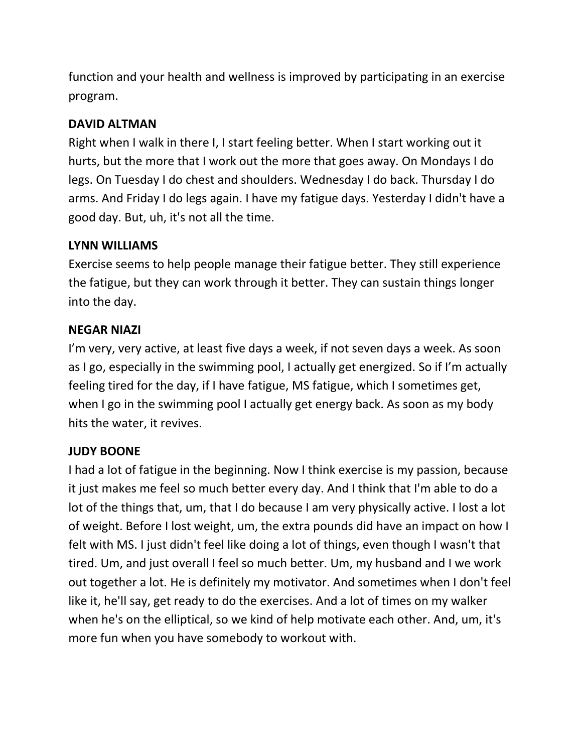function and your health and wellness is improved by participating in an exercise program.

**DAVID ALTMAN**

Right when I walk in there I, I start feeling better. When I start working out it hurts, but the more that I work out the more that goes away. On Mondays I do legs. On Tuesday I do chest and shoulders. Wednesday I do back. Thursday I do arms. And Friday I do legs again. I have my fatigue days. Yesterday I didn't have a good day. But, uh, it's not all the time.

**LYNN WILLIAMS**

Exercise seems to help people manage their fatigue better. They still experience the fatigue, but they can work through it better. They can sustain things longer into the day.

**NEGAR NIAZI**

I'm very, very active, at least five days a week, if not seven days a week. As soon as I go, especially in the swimming pool, I actually get energized. So if I'm actually feeling tired for the day, if I have fatigue, MS fatigue, which I sometimes get, when I go in the swimming pool I actually get energy back. As soon as my body hits the water, it revives.

**JUDY BOONE**

I had a lot of fatigue in the beginning. Now I think exercise is my passion, because it just makes me feel so much better every day. And I think that I'm able to do a lot of the things that, um, that I do because I am very physically active. I lost a lot of weight. Before I lost weight, um, the extra pounds did have an impact on how I felt with MS. I just didn't feel like doing a lot of things, even though I wasn't that tired. Um, and just overall I feel so much better. Um, my husband and I we work out together a lot. He is definitely my motivator. And sometimes when I don't feel like it, he'll say, get ready to do the exercises. And a lot of times on my walker when he's on the elliptical, so we kind of help motivate each other. And, um, it's more fun when you have somebody to workout with.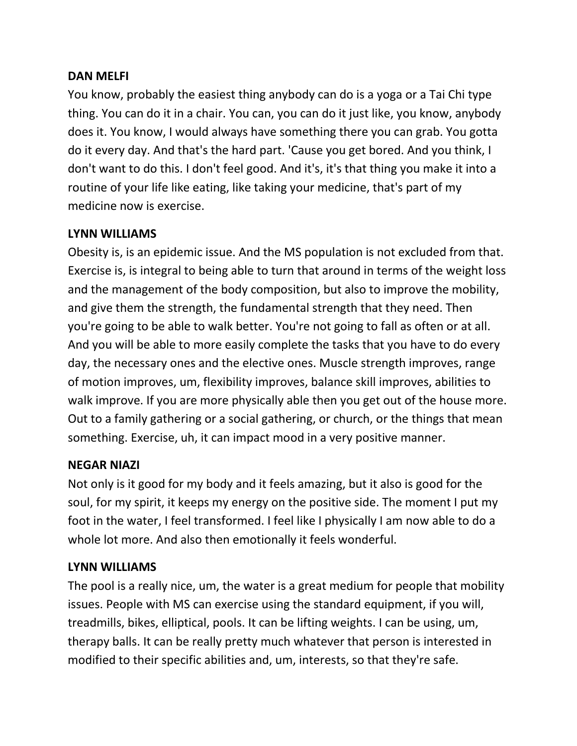**DAN MELFI**

You know, probably the easiest thing anybody can do is a yoga or a Tai Chi type thing. You can do it in a chair. You can, you can do it just like, you know, anybody does it. You know, I would always have something there you can grab. You gotta do it every day. And that's the hard part. 'Cause you get bored. And you think, I don't want to do this. I don't feel good. And it's, it's that thing you make it into a routine of your life like eating, like taking your medicine, that's part of my medicine now is exercise.

**LYNN WILLIAMS**

Obesity is, is an epidemic issue. And the MS population is not excluded from that. Exercise is, is integral to being able to turn that around in terms of the weight loss and the management of the body composition, but also to improve the mobility, and give them the strength, the fundamental strength that they need. Then you're going to be able to walk better. You're not going to fall as often or at all. And you will be able to more easily complete the tasks that you have to do every day, the necessary ones and the elective ones. Muscle strength improves, range of motion improves, um, flexibility improves, balance skill improves, abilities to walk improve. If you are more physically able then you get out of the house more. Out to a family gathering or a social gathering, or church, or the things that mean something. Exercise, uh, it can impact mood in a very positive manner.

**NEGAR NIAZI**

Not only is it good for my body and it feels amazing, but it also is good for the soul, for my spirit, it keeps my energy on the positive side. The moment I put my foot in the water, I feel transformed. I feel like I physically I am now able to do a whole lot more. And also then emotionally it feels wonderful.

**LYNN WILLIAMS**

The pool is a really nice, um, the water is a great medium for people that mobility issues. People with MS can exercise using the standard equipment, if you will, treadmills, bikes, elliptical, pools. It can be lifting weights. I can be using, um, therapy balls. It can be really pretty much whatever that person is interested in modified to their specific abilities and, um, interests, so that they're safe.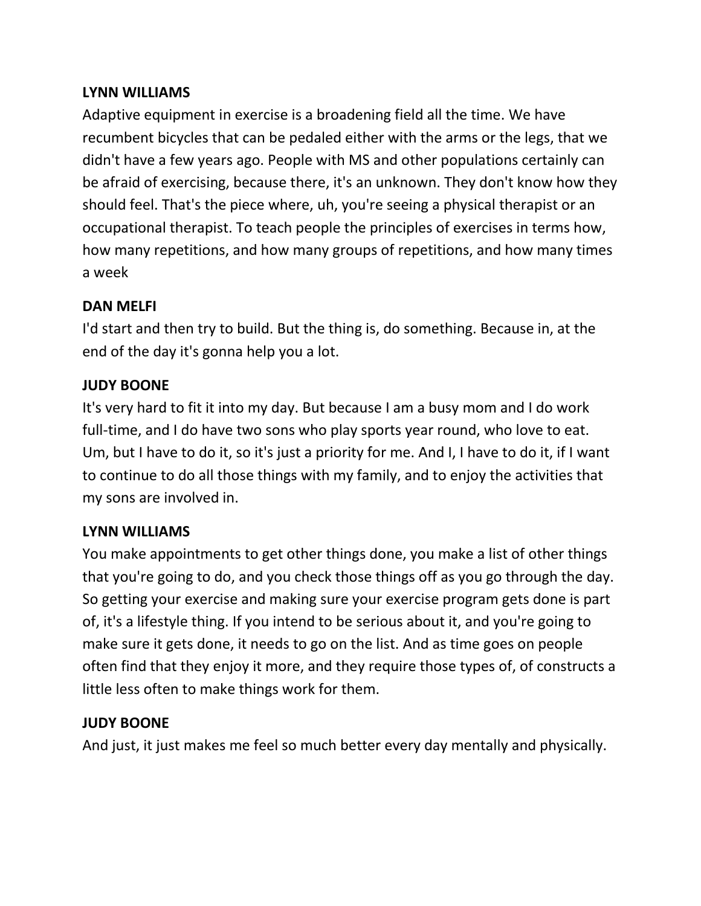**LYNN WILLIAMS**

Adaptive equipment in exercise is a broadening field all the time. We have recumbent bicycles that can be pedaled either with the arms or the legs, that we didn't have a few years ago. People with MS and other populations certainly can be afraid of exercising, because there, it's an unknown. They don't know how they should feel. That's the piece where, uh, you're seeing a physical therapist or an occupational therapist. To teach people the principles of exercises in terms how, how many repetitions, and how many groups of repetitions, and how many times a week

**DAN MELFI**

I'd start and then try to build. But the thing is, do something. Because in, at the end of the day it's gonna help you a lot.

**JUDY BOONE**

It's very hard to fit it into my day. But because I am a busy mom and I do work full-time, and I do have two sons who play sports year round, who love to eat. Um, but I have to do it, so it's just a priority for me. And I, I have to do it, if I want to continue to do all those things with my family, and to enjoy the activities that my sons are involved in.

**LYNN WILLIAMS**

You make appointments to get other things done, you make a list of other things that you're going to do, and you check those things off as you go through the day. So getting your exercise and making sure your exercise program gets done is part of, it's a lifestyle thing. If you intend to be serious about it, and you're going to make sure it gets done, it needs to go on the list. And as time goes on people often find that they enjoy it more, and they require those types of, of constructs a little less often to make things work for them.

**JUDY BOONE**

And just, it just makes me feel so much better every day mentally and physically.